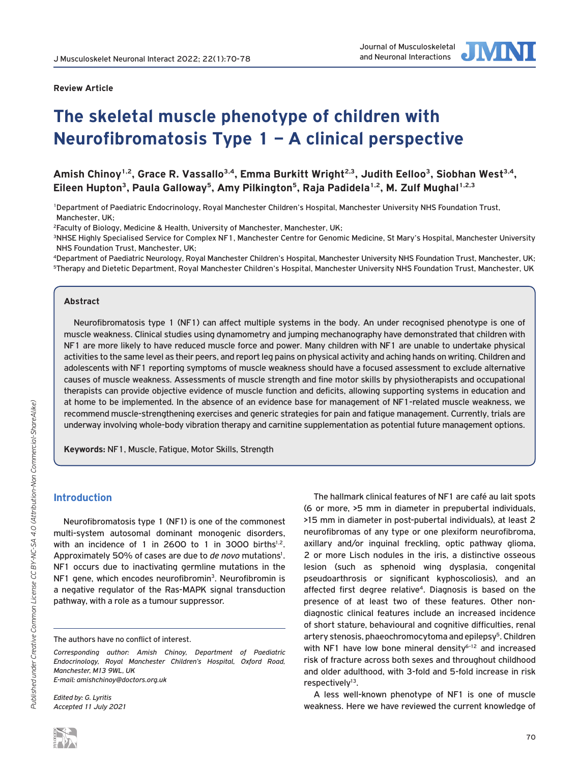Review Article

# The skeletal muscle phenotype of children with Neurofibromatosis Type 1 – A clinical perspective

**Amish Chinoy[1,2], Grace R. Vassallo[3,4], Emma Burkitt Wright[2,3], Judith Eelloo[3], Siobhan West[3,4], Eileen Hupton[3], Paula Galloway[5], Amy Pilkington[5], Raja Padidela[1,2], M. Zulf Mughal[1,2,3]**

[1]Department of Paediatric Endocrinology, Royal Manchester Children's Hospital, Manchester University NHS Foundation Trust, Manchester, UK;
[2]Faculty of Biology, Medicine & Health, University of Manchester, Manchester, UK;
[3]NHSE Highly Specialised Service for Complex NF1, Manchester Centre for Genomic Medicine, St Mary's Hospital, Manchester University NHS Foundation Trust, Manchester, UK;
[4]Department of Paediatric Neurology, Royal Manchester Children's Hospital, Manchester University NHS Foundation Trust, Manchester, UK;
[5]Therapy and Dietetic Department, Royal Manchester Children's Hospital, Manchester University NHS Foundation Trust, Manchester, UK

### Abstract

Neurofibromatosis type 1 (NF1) can affect multiple systems in the body. An under recognised phenotype is one of muscle weakness. Clinical studies using dynamometry and jumping mechanography have demonstrated that children with NF1 are more likely to have reduced muscle force and power. Many children with NF1 are unable to undertake physical activities to the same level as their peers, and report leg pains on physical activity and aching hands on writing. Children and adolescents with NF1 reporting symptoms of muscle weakness should have a focused assessment to exclude alternative causes of muscle weakness. Assessments of muscle strength and fine motor skills by physiotherapists and occupational therapists can provide objective evidence of muscle function and deficits, allowing supporting systems in education and at home to be implemented. In the absence of an evidence base for management of NF1-related muscle weakness, we recommend muscle-strengthening exercises and generic strategies for pain and fatigue management. Currently, trials are underway involving whole-body vibration therapy and carnitine supplementation as potential future management options.

**Keywords:** NF1, Muscle, Fatigue, Motor Skills, Strength

## Introduction

Neurofibromatosis type 1 (NF1) is one of the commonest multi-system autosomal dominant monogenic disorders, with an incidence of 1 in 2600 to 1 in 3000 births[1,2]. Approximately 50% of cases are due to *de novo* mutations[1]. NF1 occurs due to inactivating germline mutations in the NF1 gene, which encodes neurofibromin[3]. Neurofibromin is a negative regulator of the Ras-MAPK signal transduction pathway, with a role as a tumour suppressor.

The hallmark clinical features of NF1 are café au lait spots (6 or more, >5 mm in diameter in prepubertal individuals, >15 mm in diameter in post-pubertal individuals), at least 2 neurofibromas of any type or one plexiform neurofibroma, axillary and/or inguinal freckling, optic pathway glioma, 2 or more Lisch nodules in the iris, a distinctive osseous lesion (such as sphenoid wing dysplasia, congenital pseudoarthrosis or significant kyphoscoliosis), and an affected first degree relative[4]. Diagnosis is based on the presence of at least two of these features. Other non-diagnostic clinical features include an increased incidence of short stature, behavioural and cognitive difficulties, renal artery stenosis, phaeochromocytoma and epilepsy[5]. Children with NF1 have low bone mineral density[6-12] and increased risk of fracture across both sexes and throughout childhood and older adulthood, with 3-fold and 5-fold increase in risk respectively[13].

A less well-known phenotype of NF1 is one of muscle weakness. Here we have reviewed the current knowledge of

The authors have no conflict of interest.

*Corresponding author: Amish Chinoy, Department of Paediatric Endocrinology, Royal Manchester Children's Hospital, Oxford Road, Manchester, M13 9WL, UK*
*E-mail: amishchinoy@doctors.org.uk*

*Edited by: G. Lyritis*
*Accepted 11 July 2021*

*Published under Creative Common License CC BY-NC-SA 4.0 (Attribution-Non Commercial-ShareAlike)*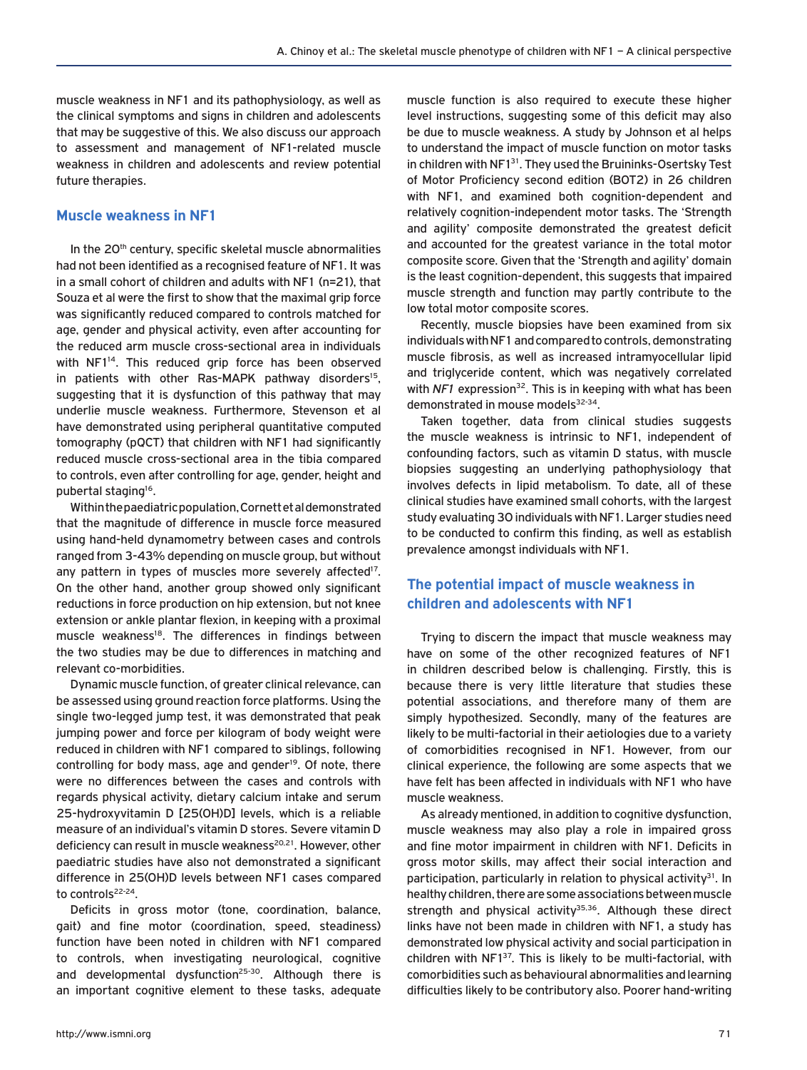muscle weakness in NF1 and its pathophysiology, as well as the clinical symptoms and signs in children and adolescents that may be suggestive of this. We also discuss our approach to assessment and management of NF1-related muscle weakness in children and adolescents and review potential future therapies.

## Muscle weakness in NF1

In the 20th century, specific skeletal muscle abnormalities had not been identified as a recognised feature of NF1. It was in a small cohort of children and adults with NF1 (n=21), that Souza et al were the first to show that the maximal grip force was significantly reduced compared to controls matched for age, gender and physical activity, even after accounting for the reduced arm muscle cross-sectional area in individuals with NF1[14]. This reduced grip force has been observed in patients with other Ras-MAPK pathway disorders[15], suggesting that it is dysfunction of this pathway that may underlie muscle weakness. Furthermore, Stevenson et al have demonstrated using peripheral quantitative computed tomography (pQCT) that children with NF1 had significantly reduced muscle cross-sectional area in the tibia compared to controls, even after controlling for age, gender, height and pubertal staging[16].

Within the paediatric population, Cornett et al demonstrated that the magnitude of difference in muscle force measured using hand-held dynamometry between cases and controls ranged from 3-43% depending on muscle group, but without any pattern in types of muscles more severely affected[17]. On the other hand, another group showed only significant reductions in force production on hip extension, but not knee extension or ankle plantar flexion, in keeping with a proximal muscle weakness[18]. The differences in findings between the two studies may be due to differences in matching and relevant co-morbidities.

Dynamic muscle function, of greater clinical relevance, can be assessed using ground reaction force platforms. Using the single two-legged jump test, it was demonstrated that peak jumping power and force per kilogram of body weight were reduced in children with NF1 compared to siblings, following controlling for body mass, age and gender[19]. Of note, there were no differences between the cases and controls with regards physical activity, dietary calcium intake and serum 25-hydroxyvitamin D [25(OH)D] levels, which is a reliable measure of an individual's vitamin D stores. Severe vitamin D deficiency can result in muscle weakness[20,21]. However, other paediatric studies have also not demonstrated a significant difference in 25(OH)D levels between NF1 cases compared to controls[22-24].

Deficits in gross motor (tone, coordination, balance, gait) and fine motor (coordination, speed, steadiness) function have been noted in children with NF1 compared to controls, when investigating neurological, cognitive and developmental dysfunction[25-30]. Although there is an important cognitive element to these tasks, adequate muscle function is also required to execute these higher level instructions, suggesting some of this deficit may also be due to muscle weakness. A study by Johnson et al helps to understand the impact of muscle function on motor tasks in children with NF1[31]. They used the Bruininks-Osertsky Test of Motor Proficiency second edition (BOT2) in 26 children with NF1, and examined both cognition-dependent and relatively cognition-independent motor tasks. The 'Strength and agility' composite demonstrated the greatest deficit and accounted for the greatest variance in the total motor composite score. Given that the 'Strength and agility' domain is the least cognition-dependent, this suggests that impaired muscle strength and function may partly contribute to the low total motor composite scores.

Recently, muscle biopsies have been examined from six individuals with NF1 and compared to controls, demonstrating muscle fibrosis, as well as increased intramyocellular lipid and triglyceride content, which was negatively correlated with *NF1* expression[32]. This is in keeping with what has been demonstrated in mouse models[32-34].

Taken together, data from clinical studies suggests the muscle weakness is intrinsic to NF1, independent of confounding factors, such as vitamin D status, with muscle biopsies suggesting an underlying pathophysiology that involves defects in lipid metabolism. To date, all of these clinical studies have examined small cohorts, with the largest study evaluating 30 individuals with NF1. Larger studies need to be conducted to confirm this finding, as well as establish prevalence amongst individuals with NF1.

## The potential impact of muscle weakness in children and adolescents with NF1

Trying to discern the impact that muscle weakness may have on some of the other recognized features of NF1 in children described below is challenging. Firstly, this is because there is very little literature that studies these potential associations, and therefore many of them are simply hypothesized. Secondly, many of the features are likely to be multi-factorial in their aetiologies due to a variety of comorbidities recognised in NF1. However, from our clinical experience, the following are some aspects that we have felt has been affected in individuals with NF1 who have muscle weakness.

As already mentioned, in addition to cognitive dysfunction, muscle weakness may also play a role in impaired gross and fine motor impairment in children with NF1. Deficits in gross motor skills, may affect their social interaction and participation, particularly in relation to physical activity[31]. In healthy children, there are some associations between muscle strength and physical activity[35,36]. Although these direct links have not been made in children with NF1, a study has demonstrated low physical activity and social participation in children with NF1[37]. This is likely to be multi-factorial, with comorbidities such as behavioural abnormalities and learning difficulties likely to be contributory also. Poorer hand-writing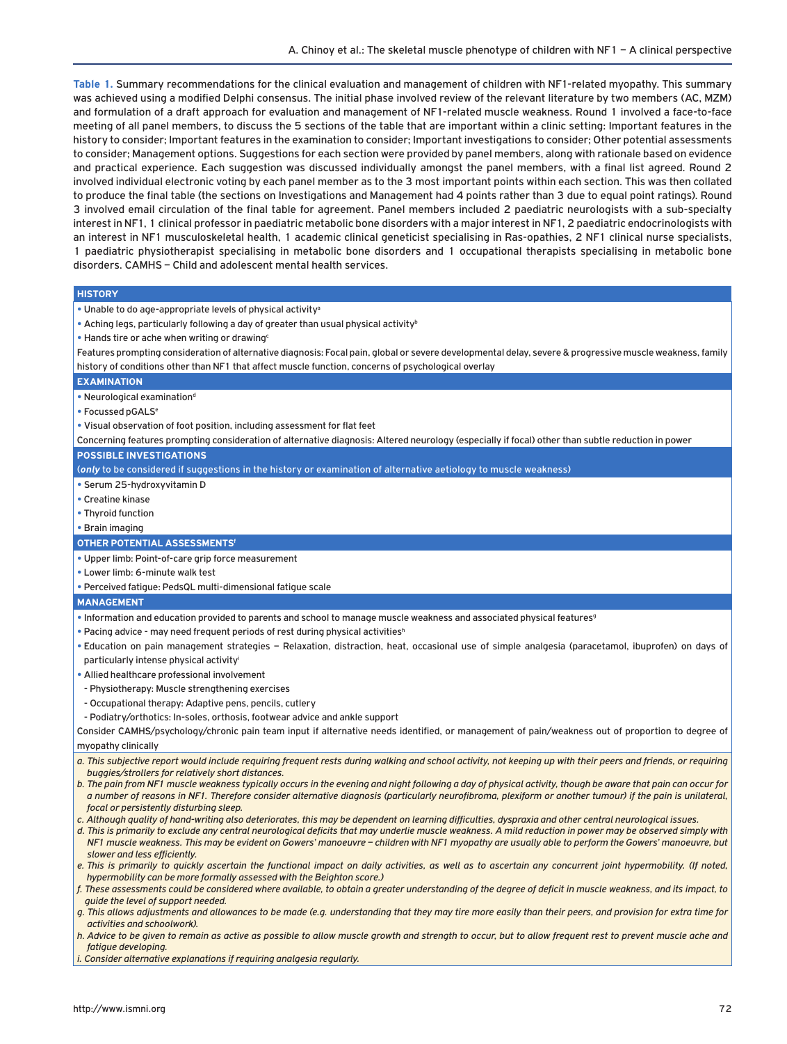**Table 1.** Summary recommendations for the clinical evaluation and management of children with NF1-related myopathy. This summary was achieved using a modified Delphi consensus. The initial phase involved review of the relevant literature by two members (AC, MZM) and formulation of a draft approach for evaluation and management of NF1-related muscle weakness. Round 1 involved a face-to-face meeting of all panel members, to discuss the 5 sections of the table that are important within a clinic setting: Important features in the history to consider; Important features in the examination to consider; Important investigations to consider; Other potential assessments to consider; Management options. Suggestions for each section were provided by panel members, along with rationale based on evidence and practical experience. Each suggestion was discussed individually amongst the panel members, with a final list agreed. Round 2 involved individual electronic voting by each panel member as to the 3 most important points within each section. This was then collated to produce the final table (the sections on Investigations and Management had 4 points rather than 3 due to equal point ratings). Round 3 involved email circulation of the final table for agreement. Panel members included 2 paediatric neurologists with a sub-specialty interest in NF1, 1 clinical professor in paediatric metabolic bone disorders with a major interest in NF1, 2 paediatric endocrinologists with an interest in NF1 musculoskeletal health, 1 academic clinical geneticist specialising in Ras-opathies, 2 NF1 clinical nurse specialists, 1 paediatric physiotherapist specialising in metabolic bone disorders and 1 occupational therapists specialising in metabolic bone disorders. CAMHS – Child and adolescent mental health services.

| **HISTORY** |
|---|
| • Unable to do age-appropriate levels of physical activity[a] |
| • Aching legs, particularly following a day of greater than usual physical activity[b] |
| • Hands tire or ache when writing or drawing[c] |
| Features prompting consideration of alternative diagnosis: Focal pain, global or severe developmental delay, severe & progressive muscle weakness, family history of conditions other than NF1 that affect muscle function, concerns of psychological overlay |
| **EXAMINATION** |
| • Neurological examination[d] |
| • Focussed pGALS[e] |
| • Visual observation of foot position, including assessment for flat feet |
| Concerning features prompting consideration of alternative diagnosis: Altered neurology (especially if focal) other than subtle reduction in power |
| **POSSIBLE INVESTIGATIONS** (*only* to be considered if suggestions in the history or examination of alternative aetiology to muscle weakness) |
| • Serum 25-hydroxyvitamin D |
| • Creatine kinase |
| • Thyroid function |
| • Brain imaging |
| **OTHER POTENTIAL ASSESSMENTS**[f] |
| • Upper limb: Point-of-care grip force measurement |
| • Lower limb: 6-minute walk test |
| • Perceived fatigue: PedsQL multi-dimensional fatigue scale |
| **MANAGEMENT** |
| • Information and education provided to parents and school to manage muscle weakness and associated physical features[g] |
| • Pacing advice - may need frequent periods of rest during physical activities[h] |
| • Education on pain management strategies – Relaxation, distraction, heat, occasional use of simple analgesia (paracetamol, ibuprofen) on days of particularly intense physical activity[i] |
| • Allied healthcare professional involvement<br>- Physiotherapy: Muscle strengthening exercises<br>- Occupational therapy: Adaptive pens, pencils, cutlery<br>- Podiatry/orthotics: In-soles, orthosis, footwear advice and ankle support |
| Consider CAMHS/psychology/chronic pain team input if alternative needs identified, or management of pain/weakness out of proportion to degree of myopathy clinically |

*a. This subjective report would include requiring frequent rests during walking and school activity, not keeping up with their peers and friends, or requiring buggies/strollers for relatively short distances.*

*b. The pain from NF1 muscle weakness typically occurs in the evening and night following a day of physical activity, though be aware that pain can occur for a number of reasons in NF1. Therefore consider alternative diagnosis (particularly neurofibroma, plexiform or another tumour) if the pain is unilateral, focal or persistently disturbing sleep.*

*c. Although quality of hand-writing also deteriorates, this may be dependent on learning difficulties, dyspraxia and other central neurological issues.*

*d. This is primarily to exclude any central neurological deficits that may underlie muscle weakness. A mild reduction in power may be observed simply with NF1 muscle weakness. This may be evident on Gowers' manoeuvre – children with NF1 myopathy are usually able to perform the Gowers' manoeuvre, but slower and less efficiently.*

*e. This is primarily to quickly ascertain the functional impact on daily activities, as well as to ascertain any concurrent joint hypermobility. (If noted, hypermobility can be more formally assessed with the Beighton score.)*

*f. These assessments could be considered where available, to obtain a greater understanding of the degree of deficit in muscle weakness, and its impact, to guide the level of support needed.*

*g. This allows adjustments and allowances to be made (e.g. understanding that they may tire more easily than their peers, and provision for extra time for activities and schoolwork).*

*h. Advice to be given to remain as active as possible to allow muscle growth and strength to occur, but to allow frequent rest to prevent muscle ache and fatigue developing.*

*i. Consider alternative explanations if requiring analgesia regularly.*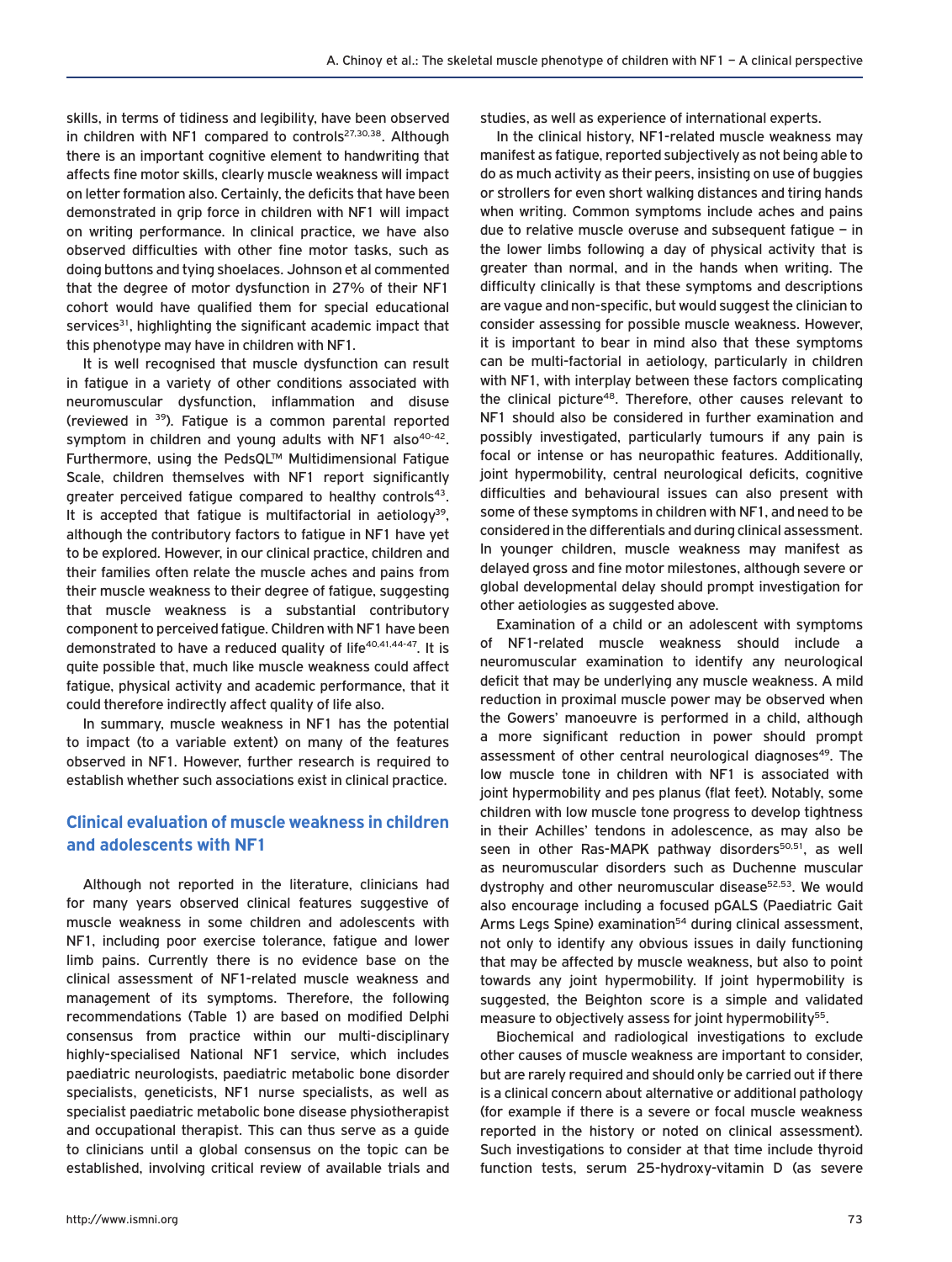skills, in terms of tidiness and legibility, have been observed in children with NF1 compared to controls[27,30,38]. Although there is an important cognitive element to handwriting that affects fine motor skills, clearly muscle weakness will impact on letter formation also. Certainly, the deficits that have been demonstrated in grip force in children with NF1 will impact on writing performance. In clinical practice, we have also observed difficulties with other fine motor tasks, such as doing buttons and tying shoelaces. Johnson et al commented that the degree of motor dysfunction in 27% of their NF1 cohort would have qualified them for special educational services[31], highlighting the significant academic impact that this phenotype may have in children with NF1.

It is well recognised that muscle dysfunction can result in fatigue in a variety of other conditions associated with neuromuscular dysfunction, inflammation and disuse (reviewed in [39]). Fatigue is a common parental reported symptom in children and young adults with NF1 also[40-42]. Furthermore, using the PedsQL™ Multidimensional Fatigue Scale, children themselves with NF1 report significantly greater perceived fatigue compared to healthy controls[43]. It is accepted that fatigue is multifactorial in aetiology[39], although the contributory factors to fatigue in NF1 have yet to be explored. However, in our clinical practice, children and their families often relate the muscle aches and pains from their muscle weakness to their degree of fatigue, suggesting that muscle weakness is a substantial contributory component to perceived fatigue. Children with NF1 have been demonstrated to have a reduced quality of life[40,41,44-47]. It is quite possible that, much like muscle weakness could affect fatigue, physical activity and academic performance, that it could therefore indirectly affect quality of life also.

In summary, muscle weakness in NF1 has the potential to impact (to a variable extent) on many of the features observed in NF1. However, further research is required to establish whether such associations exist in clinical practice.

## Clinical evaluation of muscle weakness in children and adolescents with NF1

Although not reported in the literature, clinicians had for many years observed clinical features suggestive of muscle weakness in some children and adolescents with NF1, including poor exercise tolerance, fatigue and lower limb pains. Currently there is no evidence base on the clinical assessment of NF1-related muscle weakness and management of its symptoms. Therefore, the following recommendations (Table 1) are based on modified Delphi consensus from practice within our multi-disciplinary highly-specialised National NF1 service, which includes paediatric neurologists, paediatric metabolic bone disorder specialists, geneticists, NF1 nurse specialists, as well as specialist paediatric metabolic bone disease physiotherapist and occupational therapist. This can thus serve as a guide to clinicians until a global consensus on the topic can be established, involving critical review of available trials and studies, as well as experience of international experts.

In the clinical history, NF1-related muscle weakness may manifest as fatigue, reported subjectively as not being able to do as much activity as their peers, insisting on use of buggies or strollers for even short walking distances and tiring hands when writing. Common symptoms include aches and pains due to relative muscle overuse and subsequent fatigue – in the lower limbs following a day of physical activity that is greater than normal, and in the hands when writing. The difficulty clinically is that these symptoms and descriptions are vague and non-specific, but would suggest the clinician to consider assessing for possible muscle weakness. However, it is important to bear in mind also that these symptoms can be multi-factorial in aetiology, particularly in children with NF1, with interplay between these factors complicating the clinical picture[48]. Therefore, other causes relevant to NF1 should also be considered in further examination and possibly investigated, particularly tumours if any pain is focal or intense or has neuropathic features. Additionally, joint hypermobility, central neurological deficits, cognitive difficulties and behavioural issues can also present with some of these symptoms in children with NF1, and need to be considered in the differentials and during clinical assessment. In younger children, muscle weakness may manifest as delayed gross and fine motor milestones, although severe or global developmental delay should prompt investigation for other aetiologies as suggested above.

Examination of a child or an adolescent with symptoms of NF1-related muscle weakness should include a neuromuscular examination to identify any neurological deficit that may be underlying any muscle weakness. A mild reduction in proximal muscle power may be observed when the Gowers' manoeuvre is performed in a child, although a more significant reduction in power should prompt assessment of other central neurological diagnoses[49]. The low muscle tone in children with NF1 is associated with joint hypermobility and pes planus (flat feet). Notably, some children with low muscle tone progress to develop tightness in their Achilles' tendons in adolescence, as may also be seen in other Ras-MAPK pathway disorders[50,51], as well as neuromuscular disorders such as Duchenne muscular dystrophy and other neuromuscular disease[52,53]. We would also encourage including a focused pGALS (Paediatric Gait Arms Legs Spine) examination[54] during clinical assessment, not only to identify any obvious issues in daily functioning that may be affected by muscle weakness, but also to point towards any joint hypermobility. If joint hypermobility is suggested, the Beighton score is a simple and validated measure to objectively assess for joint hypermobility[55].

Biochemical and radiological investigations to exclude other causes of muscle weakness are important to consider, but are rarely required and should only be carried out if there is a clinical concern about alternative or additional pathology (for example if there is a severe or focal muscle weakness reported in the history or noted on clinical assessment). Such investigations to consider at that time include thyroid function tests, serum 25-hydroxy-vitamin D (as severe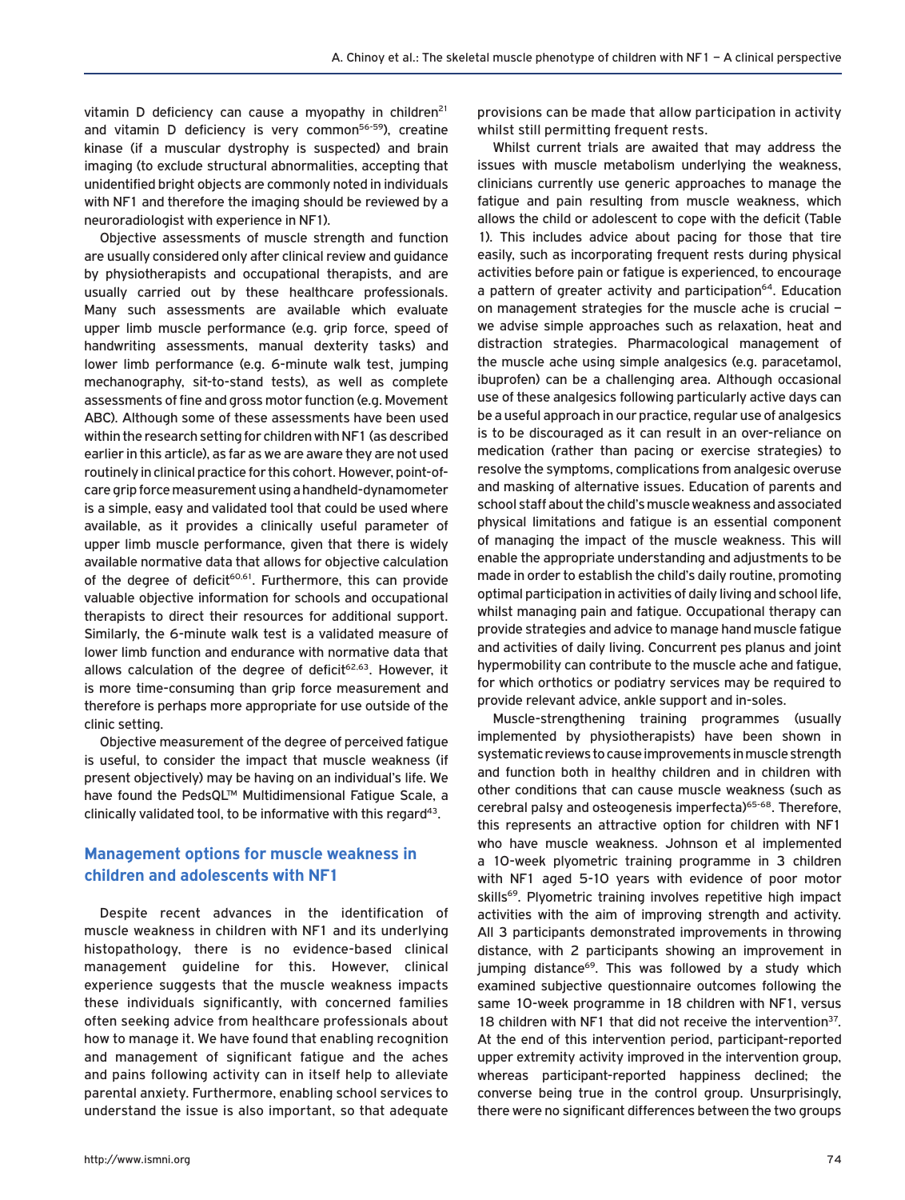vitamin D deficiency can cause a myopathy in children[21] and vitamin D deficiency is very common[56-59]), creatine kinase (if a muscular dystrophy is suspected) and brain imaging (to exclude structural abnormalities, accepting that unidentified bright objects are commonly noted in individuals with NF1 and therefore the imaging should be reviewed by a neuroradiologist with experience in NF1).

Objective assessments of muscle strength and function are usually considered only after clinical review and guidance by physiotherapists and occupational therapists, and are usually carried out by these healthcare professionals. Many such assessments are available which evaluate upper limb muscle performance (e.g. grip force, speed of handwriting assessments, manual dexterity tasks) and lower limb performance (e.g. 6-minute walk test, jumping mechanography, sit-to-stand tests), as well as complete assessments of fine and gross motor function (e.g. Movement ABC). Although some of these assessments have been used within the research setting for children with NF1 (as described earlier in this article), as far as we are aware they are not used routinely in clinical practice for this cohort. However, point-of-care grip force measurement using a handheld-dynamometer is a simple, easy and validated tool that could be used where available, as it provides a clinically useful parameter of upper limb muscle performance, given that there is widely available normative data that allows for objective calculation of the degree of deficit[60,61]. Furthermore, this can provide valuable objective information for schools and occupational therapists to direct their resources for additional support. Similarly, the 6-minute walk test is a validated measure of lower limb function and endurance with normative data that allows calculation of the degree of deficit[62,63]. However, it is more time-consuming than grip force measurement and therefore is perhaps more appropriate for use outside of the clinic setting.

Objective measurement of the degree of perceived fatigue is useful, to consider the impact that muscle weakness (if present objectively) may be having on an individual's life. We have found the PedsQL™ Multidimensional Fatigue Scale, a clinically validated tool, to be informative with this regard[43].

## Management options for muscle weakness in children and adolescents with NF1

Despite recent advances in the identification of muscle weakness in children with NF1 and its underlying histopathology, there is no evidence-based clinical management guideline for this. However, clinical experience suggests that the muscle weakness impacts these individuals significantly, with concerned families often seeking advice from healthcare professionals about how to manage it. We have found that enabling recognition and management of significant fatigue and the aches and pains following activity can in itself help to alleviate parental anxiety. Furthermore, enabling school services to understand the issue is also important, so that adequate provisions can be made that allow participation in activity whilst still permitting frequent rests.

Whilst current trials are awaited that may address the issues with muscle metabolism underlying the weakness, clinicians currently use generic approaches to manage the fatigue and pain resulting from muscle weakness, which allows the child or adolescent to cope with the deficit (Table 1). This includes advice about pacing for those that tire easily, such as incorporating frequent rests during physical activities before pain or fatigue is experienced, to encourage a pattern of greater activity and participation[64]. Education on management strategies for the muscle ache is crucial – we advise simple approaches such as relaxation, heat and distraction strategies. Pharmacological management of the muscle ache using simple analgesics (e.g. paracetamol, ibuprofen) can be a challenging area. Although occasional use of these analgesics following particularly active days can be a useful approach in our practice, regular use of analgesics is to be discouraged as it can result in an over-reliance on medication (rather than pacing or exercise strategies) to resolve the symptoms, complications from analgesic overuse and masking of alternative issues. Education of parents and school staff about the child's muscle weakness and associated physical limitations and fatigue is an essential component of managing the impact of the muscle weakness. This will enable the appropriate understanding and adjustments to be made in order to establish the child's daily routine, promoting optimal participation in activities of daily living and school life, whilst managing pain and fatigue. Occupational therapy can provide strategies and advice to manage hand muscle fatigue and activities of daily living. Concurrent pes planus and joint hypermobility can contribute to the muscle ache and fatigue, for which orthotics or podiatry services may be required to provide relevant advice, ankle support and in-soles.

Muscle-strengthening training programmes (usually implemented by physiotherapists) have been shown in systematic reviews to cause improvements in muscle strength and function both in healthy children and in children with other conditions that can cause muscle weakness (such as cerebral palsy and osteogenesis imperfecta)[65-68]. Therefore, this represents an attractive option for children with NF1 who have muscle weakness. Johnson et al implemented a 10-week plyometric training programme in 3 children with NF1 aged 5-10 years with evidence of poor motor skills[69]. Plyometric training involves repetitive high impact activities with the aim of improving strength and activity. All 3 participants demonstrated improvements in throwing distance, with 2 participants showing an improvement in jumping distance[69]. This was followed by a study which examined subjective questionnaire outcomes following the same 10-week programme in 18 children with NF1, versus 18 children with NF1 that did not receive the intervention[37]. At the end of this intervention period, participant-reported upper extremity activity improved in the intervention group, whereas participant-reported happiness declined; the converse being true in the control group. Unsurprisingly, there were no significant differences between the two groups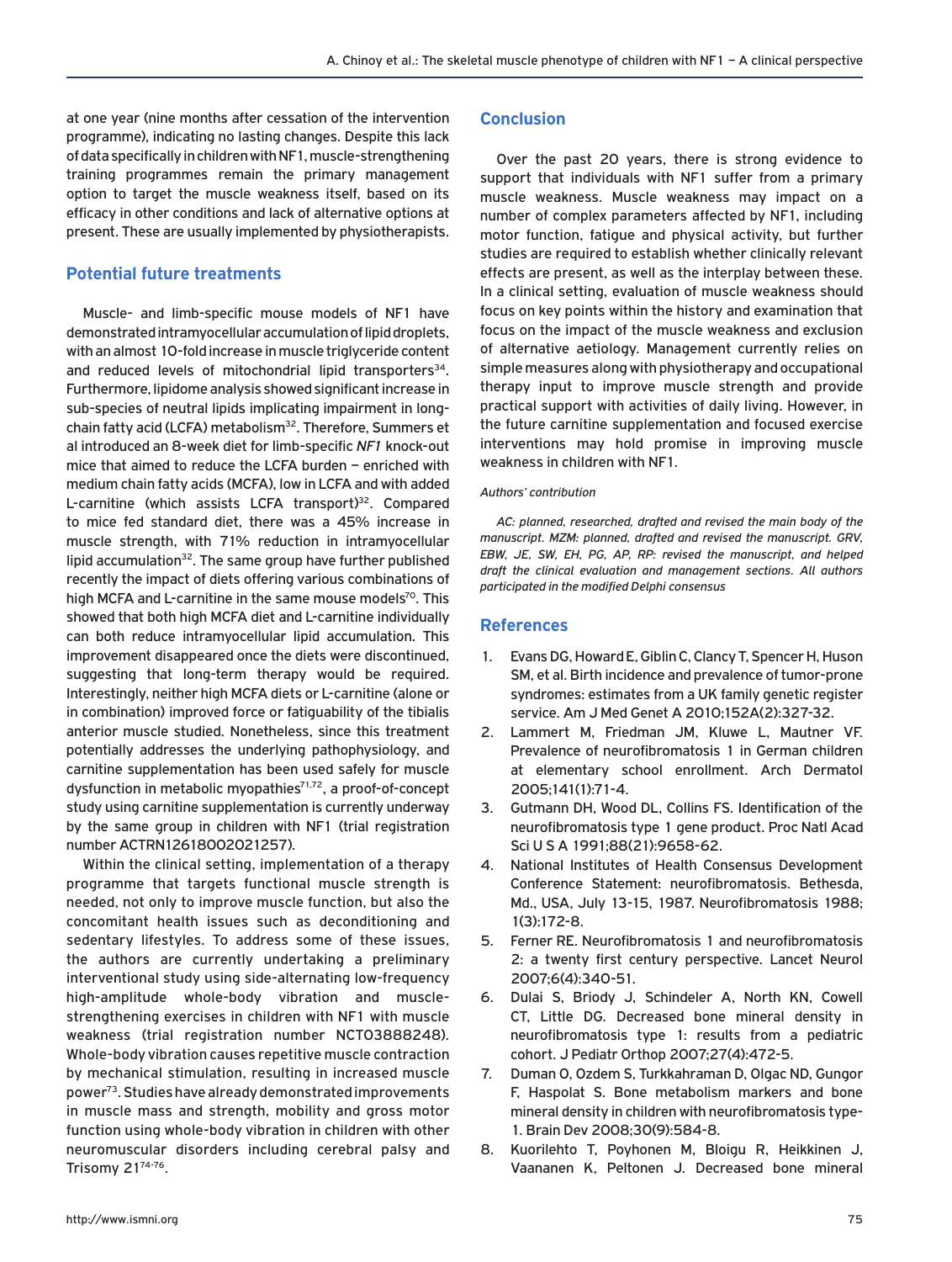at one year (nine months after cessation of the intervention programme), indicating no lasting changes. Despite this lack of data specifically in children with NF1, muscle-strengthening training programmes remain the primary management option to target the muscle weakness itself, based on its efficacy in other conditions and lack of alternative options at present. These are usually implemented by physiotherapists.

## Potential future treatments

Muscle- and limb-specific mouse models of NF1 have demonstrated intramyocellular accumulation of lipid droplets, with an almost 10-fold increase in muscle triglyceride content and reduced levels of mitochondrial lipid transporters[34]. Furthermore, lipidome analysis showed significant increase in sub-species of neutral lipids implicating impairment in long-chain fatty acid (LCFA) metabolism[32]. Therefore, Summers et al introduced an 8-week diet for limb-specific *NF1* knock-out mice that aimed to reduce the LCFA burden – enriched with medium chain fatty acids (MCFA), low in LCFA and with added L-carnitine (which assists LCFA transport)[32]. Compared to mice fed standard diet, there was a 45% increase in muscle strength, with 71% reduction in intramyocellular lipid accumulation[32]. The same group have further published recently the impact of diets offering various combinations of high MCFA and L-carnitine in the same mouse models[70]. This showed that both high MCFA diet and L-carnitine individually can both reduce intramyocellular lipid accumulation. This improvement disappeared once the diets were discontinued, suggesting that long-term therapy would be required. Interestingly, neither high MCFA diets or L-carnitine (alone or in combination) improved force or fatiguability of the tibialis anterior muscle studied. Nonetheless, since this treatment potentially addresses the underlying pathophysiology, and carnitine supplementation has been used safely for muscle dysfunction in metabolic myopathies[71,72], a proof-of-concept study using carnitine supplementation is currently underway by the same group in children with NF1 (trial registration number ACTRN12618002021257).

Within the clinical setting, implementation of a therapy programme that targets functional muscle strength is needed, not only to improve muscle function, but also the concomitant health issues such as deconditioning and sedentary lifestyles. To address some of these issues, the authors are currently undertaking a preliminary interventional study using side-alternating low-frequency high-amplitude whole-body vibration and muscle-strengthening exercises in children with NF1 with muscle weakness (trial registration number NCT03888248). Whole-body vibration causes repetitive muscle contraction by mechanical stimulation, resulting in increased muscle power[73]. Studies have already demonstrated improvements in muscle mass and strength, mobility and gross motor function using whole-body vibration in children with other neuromuscular disorders including cerebral palsy and Trisomy 21[74-76].

## Conclusion

Over the past 20 years, there is strong evidence to support that individuals with NF1 suffer from a primary muscle weakness. Muscle weakness may impact on a number of complex parameters affected by NF1, including motor function, fatigue and physical activity, but further studies are required to establish whether clinically relevant effects are present, as well as the interplay between these. In a clinical setting, evaluation of muscle weakness should focus on key points within the history and examination that focus on the impact of the muscle weakness and exclusion of alternative aetiology. Management currently relies on simple measures along with physiotherapy and occupational therapy input to improve muscle strength and provide practical support with activities of daily living. However, in the future carnitine supplementation and focused exercise interventions may hold promise in improving muscle weakness in children with NF1.

*Authors' contribution*

*AC: planned, researched, drafted and revised the main body of the manuscript. MZM: planned, drafted and revised the manuscript. GRV, EBW, JE, SW, EH, PG, AP, RP: revised the manuscript, and helped draft the clinical evaluation and management sections. All authors participated in the modified Delphi consensus*

## References

1. Evans DG, Howard E, Giblin C, Clancy T, Spencer H, Huson SM, et al. Birth incidence and prevalence of tumor-prone syndromes: estimates from a UK family genetic register service. Am J Med Genet A 2010;152A(2):327-32.
2. Lammert M, Friedman JM, Kluwe L, Mautner VF. Prevalence of neurofibromatosis 1 in German children at elementary school enrollment. Arch Dermatol 2005;141(1):71-4.
3. Gutmann DH, Wood DL, Collins FS. Identification of the neurofibromatosis type 1 gene product. Proc Natl Acad Sci U S A 1991;88(21):9658-62.
4. National Institutes of Health Consensus Development Conference Statement: neurofibromatosis. Bethesda, Md., USA, July 13-15, 1987. Neurofibromatosis 1988; 1(3):172-8.
5. Ferner RE. Neurofibromatosis 1 and neurofibromatosis 2: a twenty first century perspective. Lancet Neurol 2007;6(4):340-51.
6. Dulai S, Briody J, Schindeler A, North KN, Cowell CT, Little DG. Decreased bone mineral density in neurofibromatosis type 1: results from a pediatric cohort. J Pediatr Orthop 2007;27(4):472-5.
7. Duman O, Ozdem S, Turkkahraman D, Olgac ND, Gungor F, Haspolat S. Bone metabolism markers and bone mineral density in children with neurofibromatosis type-1. Brain Dev 2008;30(9):584-8.
8. Kuorilehto T, Poyhonen M, Bloigu R, Heikkinen J, Vaananen K, Peltonen J. Decreased bone mineral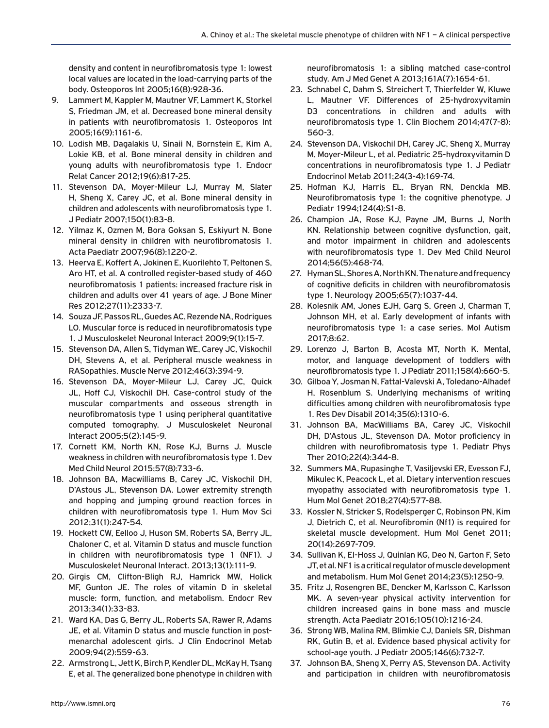density and content in neurofibromatosis type 1: lowest local values are located in the load-carrying parts of the body. Osteoporos Int 2005;16(8):928-36.

9. Lammert M, Kappler M, Mautner VF, Lammert K, Storkel S, Friedman JM, et al. Decreased bone mineral density in patients with neurofibromatosis 1. Osteoporos Int 2005;16(9):1161-6.
10. Lodish MB, Dagalakis U, Sinaii N, Bornstein E, Kim A, Lokie KB, et al. Bone mineral density in children and young adults with neurofibromatosis type 1. Endocr Relat Cancer 2012;19(6):817-25.
11. Stevenson DA, Moyer-Mileur LJ, Murray M, Slater H, Sheng X, Carey JC, et al. Bone mineral density in children and adolescents with neurofibromatosis type 1. J Pediatr 2007;150(1):83-8.
12. Yilmaz K, Ozmen M, Bora Goksan S, Eskiyurt N. Bone mineral density in children with neurofibromatosis 1. Acta Paediatr 2007;96(8):1220-2.
13. Heerva E, Koffert A, Jokinen E, Kuorilehto T, Peltonen S, Aro HT, et al. A controlled register-based study of 460 neurofibromatosis 1 patients: increased fracture risk in children and adults over 41 years of age. J Bone Miner Res 2012;27(11):2333-7.
14. Souza JF, Passos RL, Guedes AC, Rezende NA, Rodrigues LO. Muscular force is reduced in neurofibromatosis type 1. J Musculoskelet Neuronal Interact 2009;9(1):15-7.
15. Stevenson DA, Allen S, Tidyman WE, Carey JC, Viskochil DH, Stevens A, et al. Peripheral muscle weakness in RASopathies. Muscle Nerve 2012;46(3):394-9.
16. Stevenson DA, Moyer-Mileur LJ, Carey JC, Quick JL, Hoff CJ, Viskochil DH. Case-control study of the muscular compartments and osseous strength in neurofibromatosis type 1 using peripheral quantitative computed tomography. J Musculoskelet Neuronal Interact 2005;5(2):145-9.
17. Cornett KM, North KN, Rose KJ, Burns J. Muscle weakness in children with neurofibromatosis type 1. Dev Med Child Neurol 2015;57(8):733-6.
18. Johnson BA, Macwilliams B, Carey JC, Viskochil DH, D'Astous JL, Stevenson DA. Lower extremity strength and hopping and jumping ground reaction forces in children with neurofibromatosis type 1. Hum Mov Sci 2012;31(1):247-54.
19. Hockett CW, Eelloo J, Huson SM, Roberts SA, Berry JL, Chaloner C, et al. Vitamin D status and muscle function in children with neurofibromatosis type 1 (NF1). J Musculoskelet Neuronal Interact. 2013;13(1):111-9.
20. Girgis CM, Clifton-Bligh RJ, Hamrick MW, Holick MF, Gunton JE. The roles of vitamin D in skeletal muscle: form, function, and metabolism. Endocr Rev 2013;34(1):33-83.
21. Ward KA, Das G, Berry JL, Roberts SA, Rawer R, Adams JE, et al. Vitamin D status and muscle function in post-menarchal adolescent girls. J Clin Endocrinol Metab 2009;94(2):559-63.
22. Armstrong L, Jett K, Birch P, Kendler DL, McKay H, Tsang E, et al. The generalized bone phenotype in children with neurofibromatosis 1: a sibling matched case-control study. Am J Med Genet A 2013;161A(7):1654-61.
23. Schnabel C, Dahm S, Streichert T, Thierfelder W, Kluwe L, Mautner VF. Differences of 25-hydroxyvitamin D3 concentrations in children and adults with neurofibromatosis type 1. Clin Biochem 2014;47(7-8): 560-3.
24. Stevenson DA, Viskochil DH, Carey JC, Sheng X, Murray M, Moyer-Mileur L, et al. Pediatric 25-hydroxyvitamin D concentrations in neurofibromatosis type 1. J Pediatr Endocrinol Metab 2011;24(3-4):169-74.
25. Hofman KJ, Harris EL, Bryan RN, Denckla MB. Neurofibromatosis type 1: the cognitive phenotype. J Pediatr 1994;124(4):S1-8.
26. Champion JA, Rose KJ, Payne JM, Burns J, North KN. Relationship between cognitive dysfunction, gait, and motor impairment in children and adolescents with neurofibromatosis type 1. Dev Med Child Neurol 2014;56(5):468-74.
27. Hyman SL, Shores A, North KN. The nature and frequency of cognitive deficits in children with neurofibromatosis type 1. Neurology 2005;65(7):1037-44.
28. Kolesnik AM, Jones EJH, Garg S, Green J, Charman T, Johnson MH, et al. Early development of infants with neurofibromatosis type 1: a case series. Mol Autism 2017;8:62.
29. Lorenzo J, Barton B, Acosta MT, North K. Mental, motor, and language development of toddlers with neurofibromatosis type 1. J Pediatr 2011;158(4):660-5.
30. Gilboa Y, Josman N, Fattal-Valevski A, Toledano-Alhadef H, Rosenblum S. Underlying mechanisms of writing difficulties among children with neurofibromatosis type 1. Res Dev Disabil 2014;35(6):1310-6.
31. Johnson BA, MacWilliams BA, Carey JC, Viskochil DH, D'Astous JL, Stevenson DA. Motor proficiency in children with neurofibromatosis type 1. Pediatr Phys Ther 2010;22(4):344-8.
32. Summers MA, Rupasinghe T, Vasiljevski ER, Evesson FJ, Mikulec K, Peacock L, et al. Dietary intervention rescues myopathy associated with neurofibromatosis type 1. Hum Mol Genet 2018;27(4):577-88.
33. Kossler N, Stricker S, Rodelsperger C, Robinson PN, Kim J, Dietrich C, et al. Neurofibromin (Nf1) is required for skeletal muscle development. Hum Mol Genet 2011; 20(14):2697-709.
34. Sullivan K, El-Hoss J, Quinlan KG, Deo N, Garton F, Seto JT, et al. NF1 is a critical regulator of muscle development and metabolism. Hum Mol Genet 2014;23(5):1250-9.
35. Fritz J, Rosengren BE, Dencker M, Karlsson C, Karlsson MK. A seven-year physical activity intervention for children increased gains in bone mass and muscle strength. Acta Paediatr 2016;105(10):1216-24.
36. Strong WB, Malina RM, Blimkie CJ, Daniels SR, Dishman RK, Gutin B, et al. Evidence based physical activity for school-age youth. J Pediatr 2005;146(6):732-7.
37. Johnson BA, Sheng X, Perry AS, Stevenson DA. Activity and participation in children with neurofibromatosis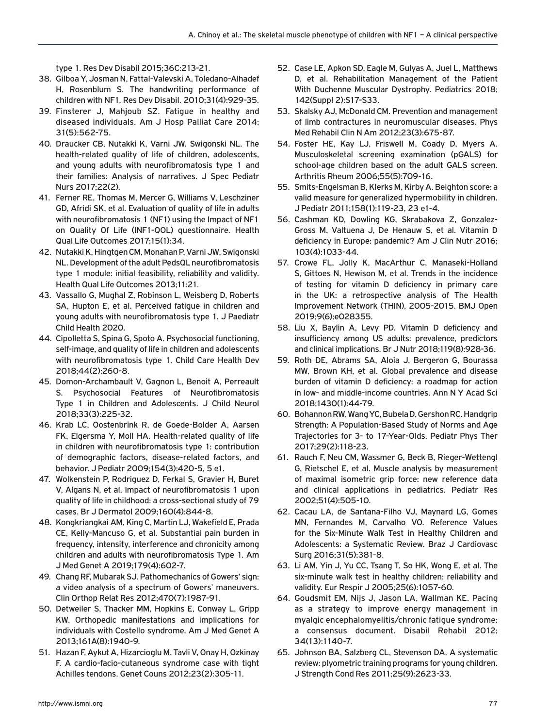type 1. Res Dev Disabil 2015;36C:213-21.

38. Gilboa Y, Josman N, Fattal-Valevski A, Toledano-Alhadef H, Rosenblum S. The handwriting performance of children with NF1. Res Dev Disabil. 2010;31(4):929-35.
39. Finsterer J, Mahjoub SZ. Fatigue in healthy and diseased individuals. Am J Hosp Palliat Care 2014; 31(5):562-75.
40. Draucker CB, Nutakki K, Varni JW, Swigonski NL. The health-related quality of life of children, adolescents, and young adults with neurofibromatosis type 1 and their families: Analysis of narratives. J Spec Pediatr Nurs 2017;22(2).
41. Ferner RE, Thomas M, Mercer G, Williams V, Leschziner GD, Afridi SK, et al. Evaluation of quality of life in adults with neurofibromatosis 1 (NF1) using the Impact of NF1 on Quality Of Life (INF1-QOL) questionnaire. Health Qual Life Outcomes 2017;15(1):34.
42. Nutakki K, Hingtgen CM, Monahan P, Varni JW, Swigonski NL. Development of the adult PedsQL neurofibromatosis type 1 module: initial feasibility, reliability and validity. Health Qual Life Outcomes 2013;11:21.
43. Vassallo G, Mughal Z, Robinson L, Weisberg D, Roberts SA, Hupton E, et al. Perceived fatigue in children and young adults with neurofibromatosis type 1. J Paediatr Child Health 2020.
44. Cipolletta S, Spina G, Spoto A. Psychosocial functioning, self-image, and quality of life in children and adolescents with neurofibromatosis type 1. Child Care Health Dev 2018;44(2):260-8.
45. Domon-Archambault V, Gagnon L, Benoit A, Perreault S. Psychosocial Features of Neurofibromatosis Type 1 in Children and Adolescents. J Child Neurol 2018;33(3):225-32.
46. Krab LC, Oostenbrink R, de Goede-Bolder A, Aarsen FK, Elgersma Y, Moll HA. Health-related quality of life in children with neurofibromatosis type 1: contribution of demographic factors, disease-related factors, and behavior. J Pediatr 2009;154(3):420-5, 5 e1.
47. Wolkenstein P, Rodriguez D, Ferkal S, Gravier H, Buret V, Algans N, et al. Impact of neurofibromatosis 1 upon quality of life in childhood: a cross-sectional study of 79 cases. Br J Dermatol 2009;160(4):844-8.
48. Kongkriangkai AM, King C, Martin LJ, Wakefield E, Prada CE, Kelly-Mancuso G, et al. Substantial pain burden in frequency, intensity, interference and chronicity among children and adults with neurofibromatosis Type 1. Am J Med Genet A 2019;179(4):602-7.
49. Chang RF, Mubarak SJ. Pathomechanics of Gowers' sign: a video analysis of a spectrum of Gowers' maneuvers. Clin Orthop Relat Res 2012;470(7):1987-91.
50. Detweiler S, Thacker MM, Hopkins E, Conway L, Gripp KW. Orthopedic manifestations and implications for individuals with Costello syndrome. Am J Med Genet A 2013;161A(8):1940-9.
51. Hazan F, Aykut A, Hizarcioglu M, Tavli V, Onay H, Ozkinay F. A cardio-facio-cutaneous syndrome case with tight Achilles tendons. Genet Couns 2012;23(2):305-11.
52. Case LE, Apkon SD, Eagle M, Gulyas A, Juel L, Matthews D, et al. Rehabilitation Management of the Patient With Duchenne Muscular Dystrophy. Pediatrics 2018; 142(Suppl 2):S17-S33.
53. Skalsky AJ, McDonald CM. Prevention and management of limb contractures in neuromuscular diseases. Phys Med Rehabil Clin N Am 2012;23(3):675-87.
54. Foster HE, Kay LJ, Friswell M, Coady D, Myers A. Musculoskeletal screening examination (pGALS) for school-age children based on the adult GALS screen. Arthritis Rheum 2006;55(5):709-16.
55. Smits-Engelsman B, Klerks M, Kirby A. Beighton score: a valid measure for generalized hypermobility in children. J Pediatr 2011;158(1):119-23, 23 e1-4.
56. Cashman KD, Dowling KG, Skrabakova Z, Gonzalez-Gross M, Valtuena J, De Henauw S, et al. Vitamin D deficiency in Europe: pandemic? Am J Clin Nutr 2016; 103(4):1033-44.
57. Crowe FL, Jolly K, MacArthur C, Manaseki-Holland S, Gittoes N, Hewison M, et al. Trends in the incidence of testing for vitamin D deficiency in primary care in the UK: a retrospective analysis of The Health Improvement Network (THIN), 2005-2015. BMJ Open 2019;9(6):e028355.
58. Liu X, Baylin A, Levy PD. Vitamin D deficiency and insufficiency among US adults: prevalence, predictors and clinical implications. Br J Nutr 2018;119(8):928-36.
59. Roth DE, Abrams SA, Aloia J, Bergeron G, Bourassa MW, Brown KH, et al. Global prevalence and disease burden of vitamin D deficiency: a roadmap for action in low- and middle-income countries. Ann N Y Acad Sci 2018;1430(1):44-79.
60. Bohannon RW, Wang YC, Bubela D, Gershon RC. Handgrip Strength: A Population-Based Study of Norms and Age Trajectories for 3- to 17-Year-Olds. Pediatr Phys Ther 2017;29(2):118-23.
61. Rauch F, Neu CM, Wassmer G, Beck B, Rieger-Wettengl G, Rietschel E, et al. Muscle analysis by measurement of maximal isometric grip force: new reference data and clinical applications in pediatrics. Pediatr Res 2002;51(4):505-10.
62. Cacau LA, de Santana-Filho VJ, Maynard LG, Gomes MN, Fernandes M, Carvalho VO. Reference Values for the Six-Minute Walk Test in Healthy Children and Adolescents: a Systematic Review. Braz J Cardiovasc Surg 2016;31(5):381-8.
63. Li AM, Yin J, Yu CC, Tsang T, So HK, Wong E, et al. The six-minute walk test in healthy children: reliability and validity. Eur Respir J 2005;25(6):1057-60.
64. Goudsmit EM, Nijs J, Jason LA, Wallman KE. Pacing as a strategy to improve energy management in myalgic encephalomyelitis/chronic fatigue syndrome: a consensus document. Disabil Rehabil 2012; 34(13):1140-7.
65. Johnson BA, Salzberg CL, Stevenson DA. A systematic review: plyometric training programs for young children. J Strength Cond Res 2011;25(9):2623-33.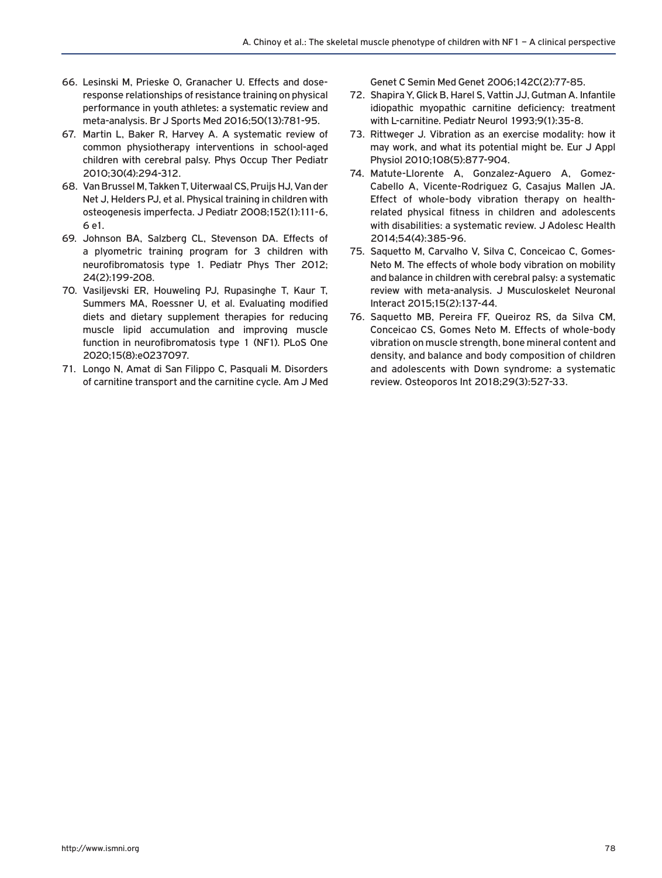66. Lesinski M, Prieske O, Granacher U. Effects and dose-response relationships of resistance training on physical performance in youth athletes: a systematic review and meta-analysis. Br J Sports Med 2016;50(13):781-95.
67. Martin L, Baker R, Harvey A. A systematic review of common physiotherapy interventions in school-aged children with cerebral palsy. Phys Occup Ther Pediatr 2010;30(4):294-312.
68. Van Brussel M, Takken T, Uiterwaal CS, Pruijs HJ, Van der Net J, Helders PJ, et al. Physical training in children with osteogenesis imperfecta. J Pediatr 2008;152(1):111-6, 6 e1.
69. Johnson BA, Salzberg CL, Stevenson DA. Effects of a plyometric training program for 3 children with neurofibromatosis type 1. Pediatr Phys Ther 2012; 24(2):199-208.
70. Vasiljevski ER, Houweling PJ, Rupasinghe T, Kaur T, Summers MA, Roessner U, et al. Evaluating modified diets and dietary supplement therapies for reducing muscle lipid accumulation and improving muscle function in neurofibromatosis type 1 (NF1). PLoS One 2020;15(8):e0237097.
71. Longo N, Amat di San Filippo C, Pasquali M. Disorders of carnitine transport and the carnitine cycle. Am J Med Genet C Semin Med Genet 2006;142C(2):77-85.
72. Shapira Y, Glick B, Harel S, Vattin JJ, Gutman A. Infantile idiopathic myopathic carnitine deficiency: treatment with L-carnitine. Pediatr Neurol 1993;9(1):35-8.
73. Rittweger J. Vibration as an exercise modality: how it may work, and what its potential might be. Eur J Appl Physiol 2010;108(5):877-904.
74. Matute-Llorente A, Gonzalez-Aguero A, Gomez-Cabello A, Vicente-Rodriguez G, Casajus Mallen JA. Effect of whole-body vibration therapy on health-related physical fitness in children and adolescents with disabilities: a systematic review. J Adolesc Health 2014;54(4):385-96.
75. Saquetto M, Carvalho V, Silva C, Conceicao C, Gomes-Neto M. The effects of whole body vibration on mobility and balance in children with cerebral palsy: a systematic review with meta-analysis. J Musculoskelet Neuronal Interact 2015;15(2):137-44.
76. Saquetto MB, Pereira FF, Queiroz RS, da Silva CM, Conceicao CS, Gomes Neto M. Effects of whole-body vibration on muscle strength, bone mineral content and density, and balance and body composition of children and adolescents with Down syndrome: a systematic review. Osteoporos Int 2018;29(3):527-33.